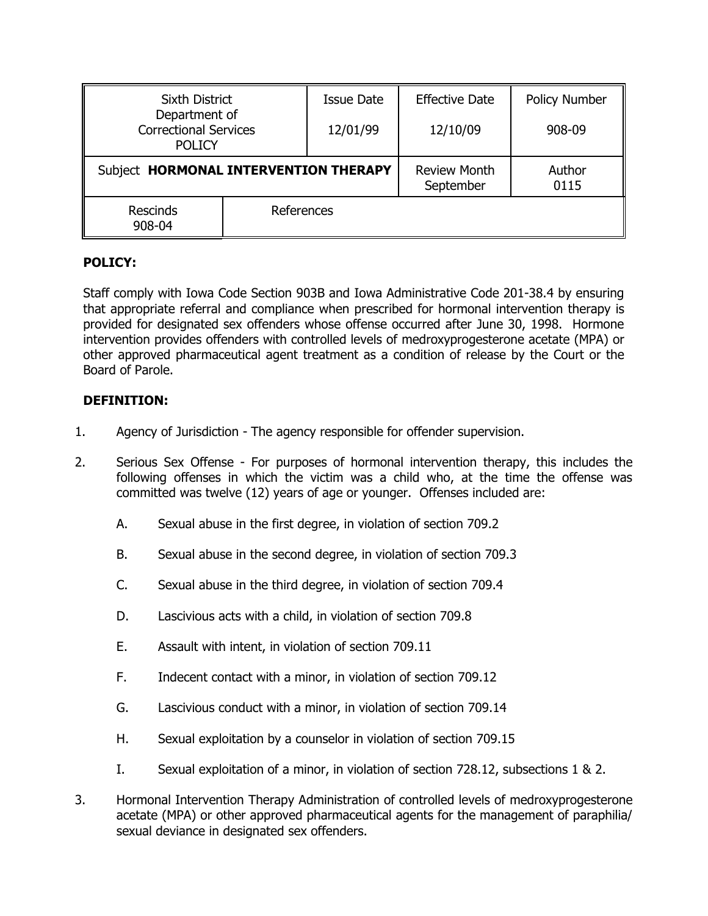| Sixth District Department of Correctional Services POLICY | | Issue Date 12/01/99 | Effective Date 12/10/09 | Policy Number 908-09 |
|---|---|---|---|---|
| Subject **HORMONAL INTERVENTION THERAPY** | | | Review Month September | Author 0115 |
| Rescinds 908-04 | References | | | |

**POLICY:**

Staff comply with Iowa Code Section 903B and Iowa Administrative Code 201-38.4 by ensuring that appropriate referral and compliance when prescribed for hormonal intervention therapy is provided for designated sex offenders whose offense occurred after June 30, 1998. Hormone intervention provides offenders with controlled levels of medroxyprogesterone acetate (MPA) or other approved pharmaceutical agent treatment as a condition of release by the Court or the Board of Parole.

**DEFINITION:**

1. Agency of Jurisdiction - The agency responsible for offender supervision.

2. Serious Sex Offense - For purposes of hormonal intervention therapy, this includes the following offenses in which the victim was a child who, at the time the offense was committed was twelve (12) years of age or younger. Offenses included are:

   A. Sexual abuse in the first degree, in violation of section 709.2

   B. Sexual abuse in the second degree, in violation of section 709.3

   C. Sexual abuse in the third degree, in violation of section 709.4

   D. Lascivious acts with a child, in violation of section 709.8

   E. Assault with intent, in violation of section 709.11

   F. Indecent contact with a minor, in violation of section 709.12

   G. Lascivious conduct with a minor, in violation of section 709.14

   H. Sexual exploitation by a counselor in violation of section 709.15

   I. Sexual exploitation of a minor, in violation of section 728.12, subsections 1 & 2.

3. Hormonal Intervention Therapy Administration of controlled levels of medroxyprogesterone acetate (MPA) or other approved pharmaceutical agents for the management of paraphilia/ sexual deviance in designated sex offenders.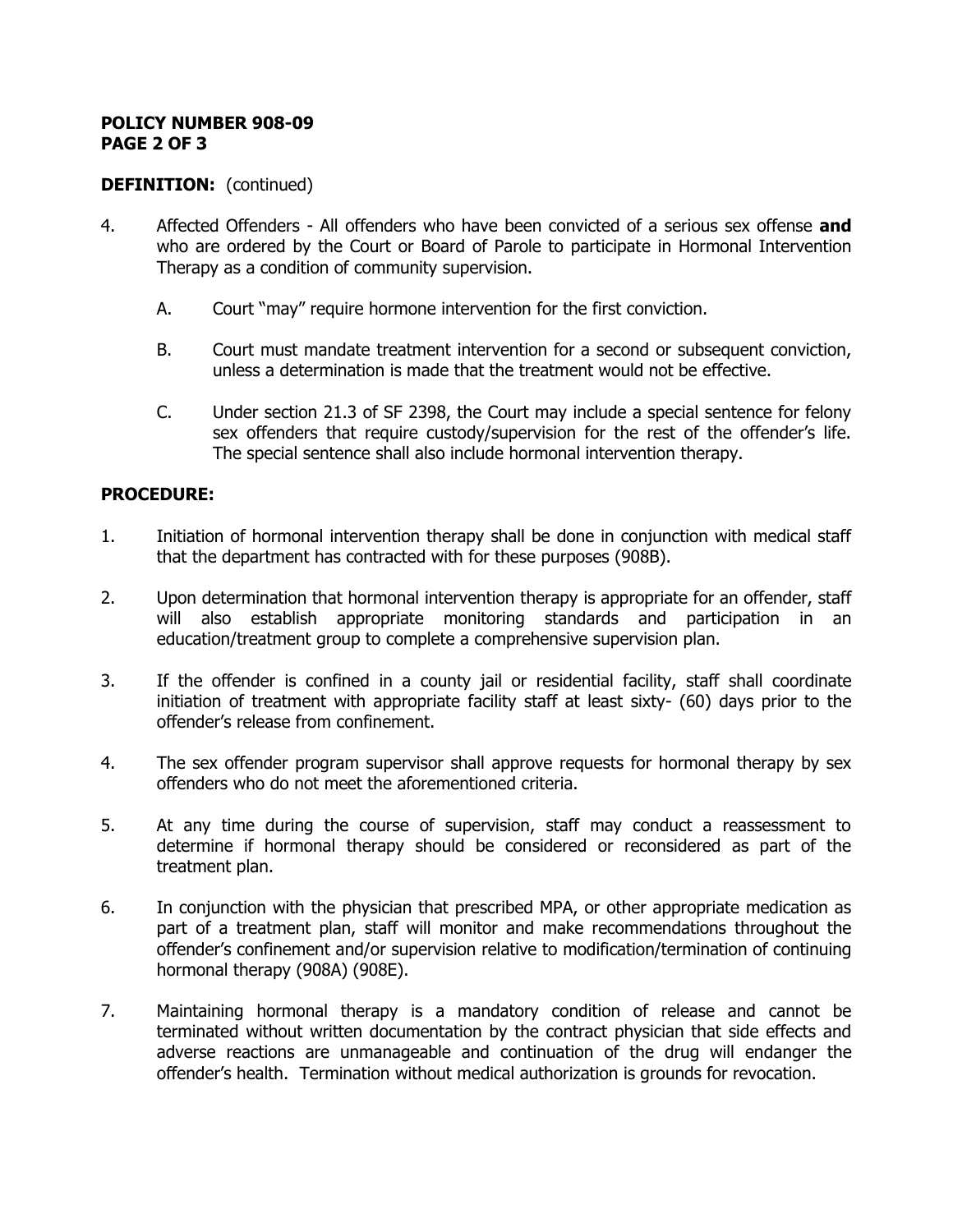**DEFINITION:** (continued)

4. Affected Offenders - All offenders who have been convicted of a serious sex offense **and** who are ordered by the Court or Board of Parole to participate in Hormonal Intervention Therapy as a condition of community supervision.

   A. Court "may" require hormone intervention for the first conviction.

   B. Court must mandate treatment intervention for a second or subsequent conviction, unless a determination is made that the treatment would not be effective.

   C. Under section 21.3 of SF 2398, the Court may include a special sentence for felony sex offenders that require custody/supervision for the rest of the offender's life. The special sentence shall also include hormonal intervention therapy.

**PROCEDURE:**

1. Initiation of hormonal intervention therapy shall be done in conjunction with medical staff that the department has contracted with for these purposes (908B).

2. Upon determination that hormonal intervention therapy is appropriate for an offender, staff will also establish appropriate monitoring standards and participation in an education/treatment group to complete a comprehensive supervision plan.

3. If the offender is confined in a county jail or residential facility, staff shall coordinate initiation of treatment with appropriate facility staff at least sixty- (60) days prior to the offender's release from confinement.

4. The sex offender program supervisor shall approve requests for hormonal therapy by sex offenders who do not meet the aforementioned criteria.

5. At any time during the course of supervision, staff may conduct a reassessment to determine if hormonal therapy should be considered or reconsidered as part of the treatment plan.

6. In conjunction with the physician that prescribed MPA, or other appropriate medication as part of a treatment plan, staff will monitor and make recommendations throughout the offender's confinement and/or supervision relative to modification/termination of continuing hormonal therapy (908A) (908E).

7. Maintaining hormonal therapy is a mandatory condition of release and cannot be terminated without written documentation by the contract physician that side effects and adverse reactions are unmanageable and continuation of the drug will endanger the offender's health. Termination without medical authorization is grounds for revocation.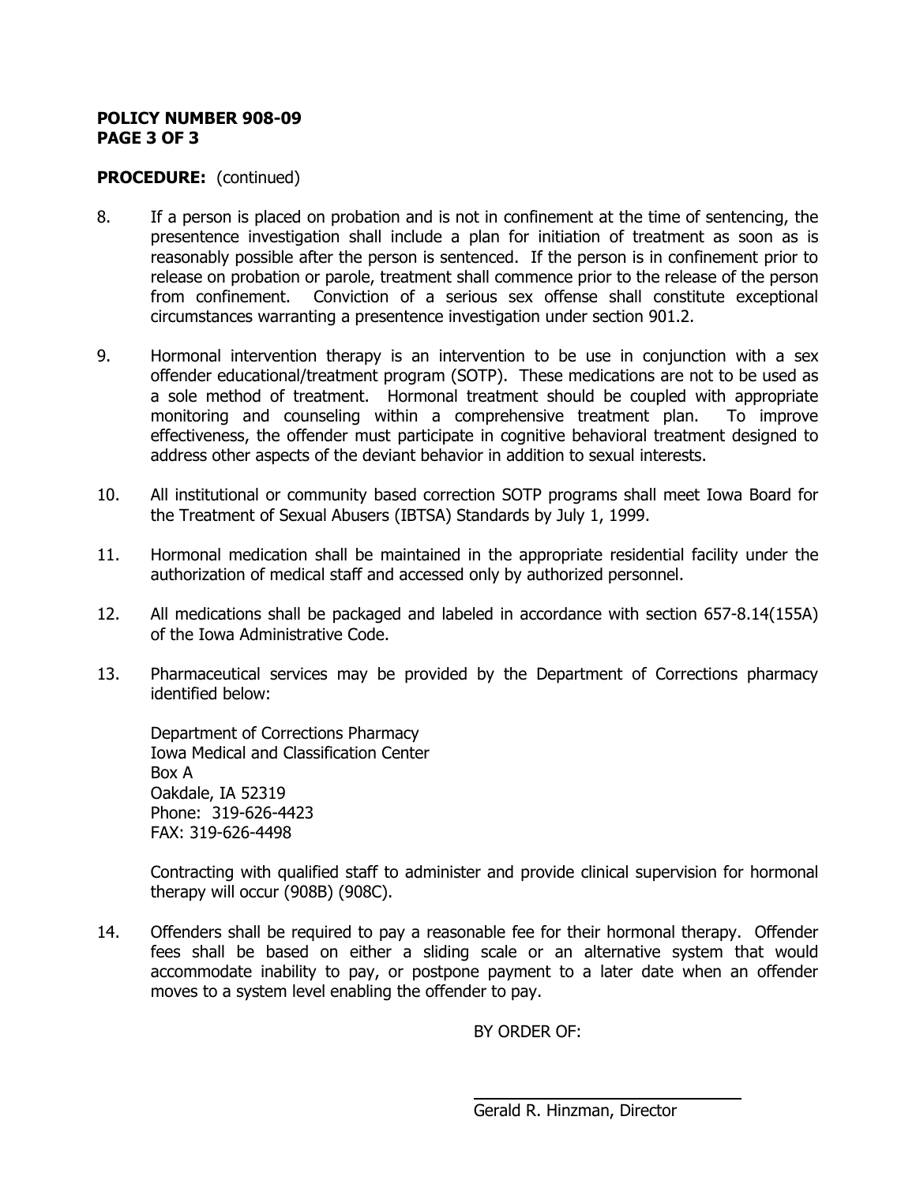**POLICY NUMBER 908-09**

**PROCEDURE:** (continued)

8. If a person is placed on probation and is not in confinement at the time of sentencing, the presentence investigation shall include a plan for initiation of treatment as soon as is reasonably possible after the person is sentenced. If the person is in confinement prior to release on probation or parole, treatment shall commence prior to the release of the person from confinement. Conviction of a serious sex offense shall constitute exceptional circumstances warranting a presentence investigation under section 901.2.

9. Hormonal intervention therapy is an intervention to be use in conjunction with a sex offender educational/treatment program (SOTP). These medications are not to be used as a sole method of treatment. Hormonal treatment should be coupled with appropriate monitoring and counseling within a comprehensive treatment plan. To improve effectiveness, the offender must participate in cognitive behavioral treatment designed to address other aspects of the deviant behavior in addition to sexual interests.

10. All institutional or community based correction SOTP programs shall meet Iowa Board for the Treatment of Sexual Abusers (IBTSA) Standards by July 1, 1999.

11. Hormonal medication shall be maintained in the appropriate residential facility under the authorization of medical staff and accessed only by authorized personnel.

12. All medications shall be packaged and labeled in accordance with section 657-8.14(155A) of the Iowa Administrative Code.

13. Pharmaceutical services may be provided by the Department of Corrections pharmacy identified below:

    Department of Corrections Pharmacy
    Iowa Medical and Classification Center
    Box A
    Oakdale, IA 52319
    Phone: 319-626-4423
    FAX: 319-626-4498

    Contracting with qualified staff to administer and provide clinical supervision for hormonal therapy will occur (908B) (908C).

14. Offenders shall be required to pay a reasonable fee for their hormonal therapy. Offender fees shall be based on either a sliding scale or an alternative system that would accommodate inability to pay, or postpone payment to a later date when an offender moves to a system level enabling the offender to pay.

BY ORDER OF:

Gerald R. Hinzman, Director